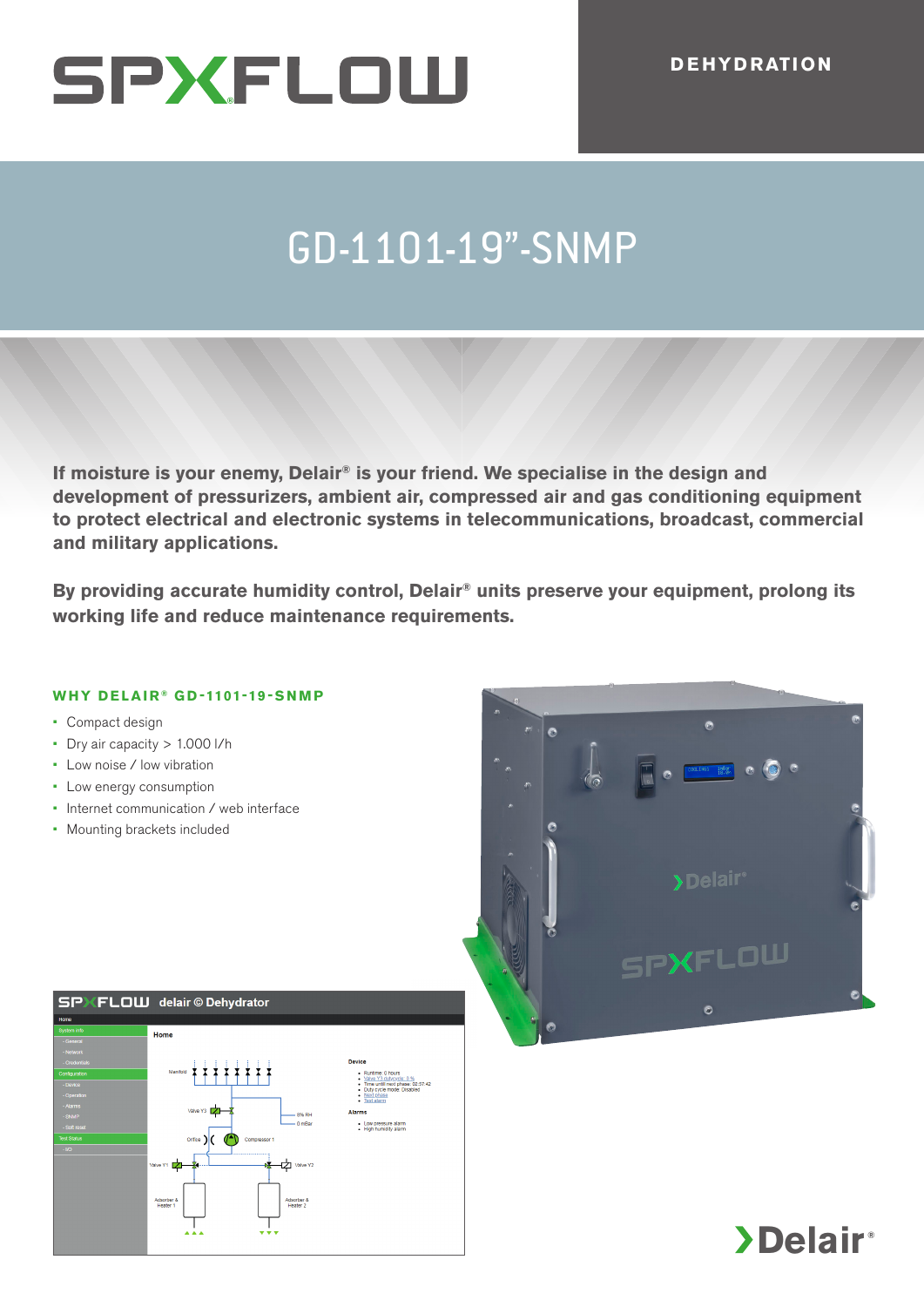SPXFLOW

DEHYDRATION

# GD-1101-19"-SNMP

**If moisture is your enemy, Delair® is your friend. We specialise in the design and development of pressurizers, ambient air, compressed air and gas conditioning equipment to protect electrical and electronic systems in telecommunications, broadcast, commercial and military applications.**

**By providing accurate humidity control, Delair® units preserve your equipment, prolong its working life and reduce maintenance requirements.**

## WHY DELAIR® GD-1101-19-SNMP

- Compact design
- Dry air capacity > 1.000 l/h
- Low noise / low vibration
- Low energy consumption
- Internet communication / web interface
- Mounting brackets included

Delair®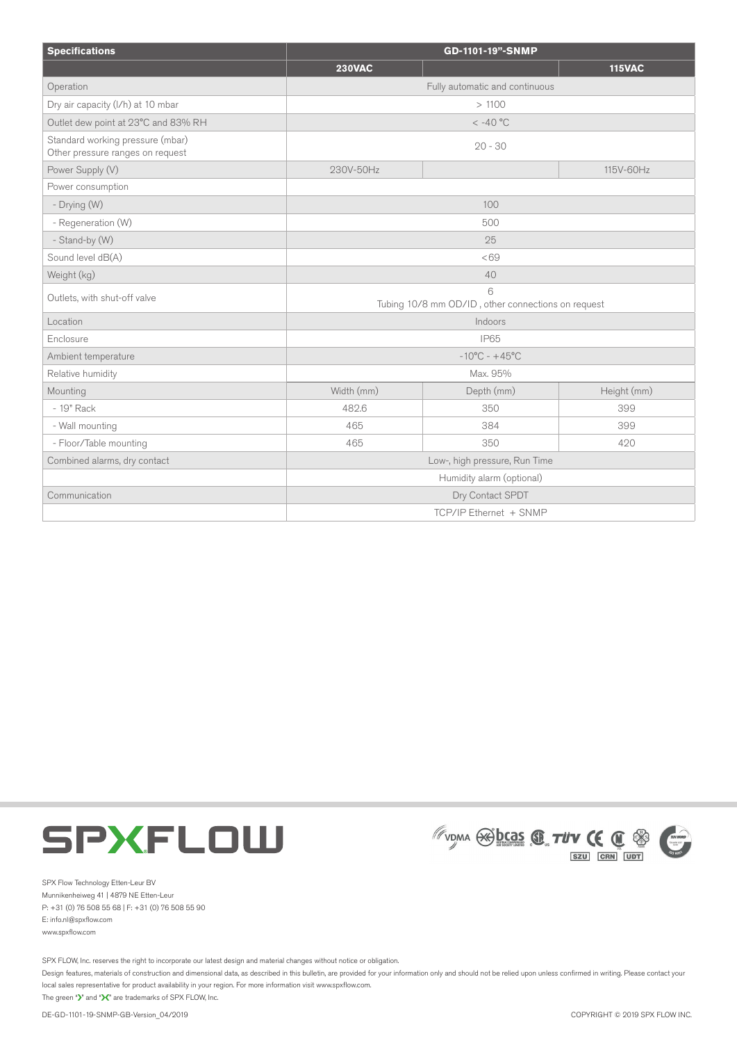| Specifications | GD-1101-19"-SNMP | | |
|---|---|---|---|
| | 230VAC | | 115VAC |
| Operation | Fully automatic and continuous | | |
| Dry air capacity (l/h) at 10 mbar | > 1100 | | |
| Outlet dew point at 23°C and 83% RH | < -40 °C | | |
| Standard working pressure (mbar)<br>Other pressure ranges on request | 20 - 30 | | |
| Power Supply (V) | 230V-50Hz | | 115V-60Hz |
| Power consumption | | | |
| - Drying (W) | 100 | | |
| - Regeneration (W) | 500 | | |
| - Stand-by (W) | 25 | | |
| Sound level dB(A) | <69 | | |
| Weight (kg) | 40 | | |
| Outlets, with shut-off valve | 6<br>Tubing 10/8 mm OD/ID , other connections on request | | |
| Location | Indoors | | |
| Enclosure | IP65 | | |
| Ambient temperature | -10°C - +45°C | | |
| Relative humidity | Max. 95% | | |
| Mounting | Width (mm) | Depth (mm) | Height (mm) |
| - 19" Rack | 482.6 | 350 | 399 |
| - Wall mounting | 465 | 384 | 399 |
| - Floor/Table mounting | 465 | 350 | 420 |
| Combined alarms, dry contact | Low-, high pressure, Run Time | | |
| | Humidity alarm (optional) | | |
| Communication | Dry Contact SPDT | | |
| | TCP/IP Ethernet + SNMP | | |

SPX Flow Technology Etten-Leur BV
Munnikenheiweg 41 | 4879 NE Etten-Leur
P: +31 (0) 76 508 55 68 | F: +31 (0) 76 508 55 90
E: info.nl@spxflow.com
www.spxflow.com

SPX FLOW, Inc. reserves the right to incorporate our latest design and material changes without notice or obligation.
Design features, materials of construction and dimensional data, as described in this bulletin, are provided for your information only and should not be relied upon unless confirmed in writing. Please contact your local sales representative for product availability in your region. For more information visit www.spxflow.com.
The green ">" and "X" are trademarks of SPX FLOW, Inc.

DE-GD-1101-19-SNMP-GB-Version_04/2019

COPYRIGHT © 2019 SPX FLOW INC.